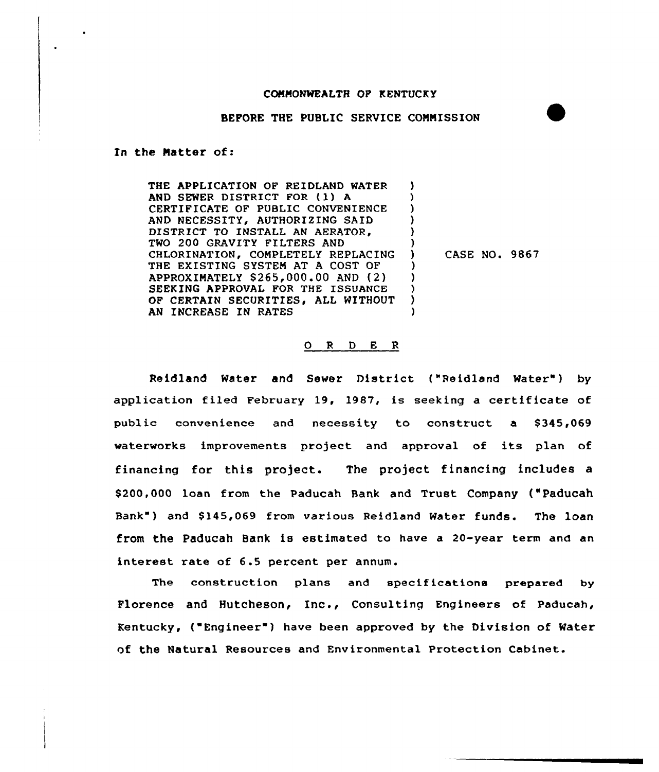COMMONWEALTH OF KENTUCKY

BEFORE THE PUBLIC SERVICE COMMISSION

In the Matter of:

| | |
|---|---|
| THE APPLICATION OF REIDLAND WATER AND SEWER DISTRICT FOR (1) A CERTIFICATE OF PUBLIC CONVENIENCE AND NECESSITY, AUTHORIZING SAID DISTRICT TO INSTALL AN AERATOR, TWO 200 GRAVITY FILTERS AND CHLORINATION, COMPLETELY REPLACING THE EXISTING SYSTEM AT A COST OF APPROXIMATELY \$265,000.00 AND (2) SEEKING APPROVAL FOR THE ISSUANCE OF CERTAIN SECURITIES, ALL WITHOUT AN INCREASE IN RATES | CASE NO. 9867 |

## O R D E R

Reidland Water and Sewer District ("Reidland Water") by application filed February 19, 1987, is seeking a certificate of public convenience and necessity to construct a \$345,069 waterworks improvements project and approval of its plan of financing for this project. The project financing includes a \$200,000 loan from the Paducah Bank and Trust Company ("Paducah Bank") and \$145,069 from various Reidland Water funds. The loan from the Paducah Bank is estimated to have a 20-year term and an interest rate of 6.5 percent per annum.

The construction plans and specifications prepared by Florence and Hutcheson, Inc., Consulting Engineers of Paducah, Kentucky, ("Engineer") have been approved by the Division of Water of the Natural Resources and Environmental Protection Cabinet.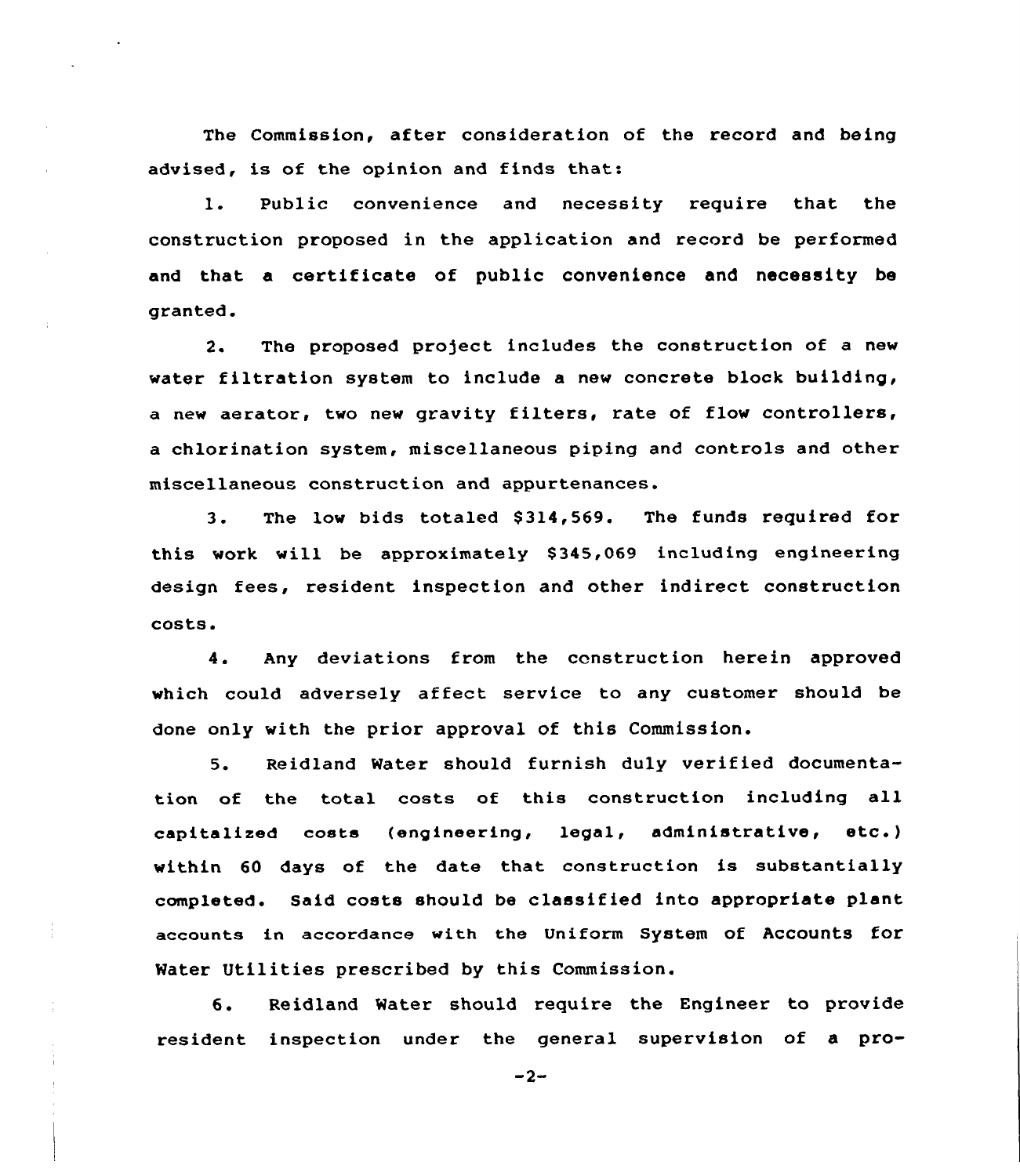The Commission, after consideration of the record and being advised, is of the opinion and finds that:

1. Public convenience and necessity require that the construction proposed in the application and record be performed and that a certificate of public convenience and necessity be granted.

2. The proposed project includes the construction of a new water filtration system to include a new concrete block building, a new aerator, two new gravity filters, rate of flow controllers, a chlorination system, miscellaneous piping and controls and other miscellaneous construction and appurtenances.

3. The low bids totaled $314,569. The funds required for this work will be approximately $345,069 including engineering design fees, resident inspection and other indirect construction costs.

4. Any deviations from the construction herein approved which could adversely affect service to any customer should be done only with the prior approval of this Commission.

5. Reidland Water should furnish duly verified documentation of the total costs of this construction including all capitalized costs (engineering, legal, administrative, etc.) within 60 days of the date that construction is substantially completed. Said costs should be classified into appropriate plant accounts in accordance with the Uniform System of Accounts for Water Utilities prescribed by this Commission.

6. Reidland Water should require the Engineer to provide resident inspection under the general supervision of a pro-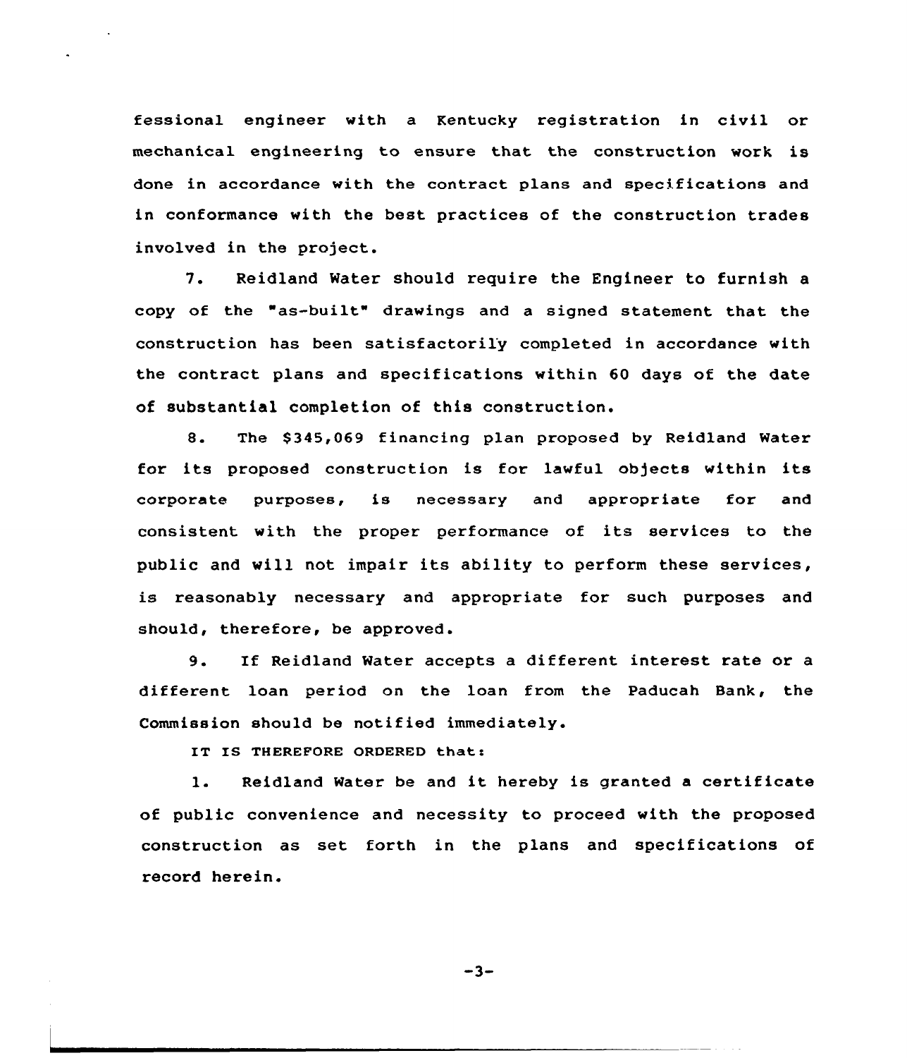fessional engineer with a Kentucky registration in civil or mechanical engineering to ensure that the construction work is done in accordance with the contract plans and specifications and in conformance with the best practices of the construction trades involved in the project.

7. Reidland Water should require the Engineer to furnish a copy of the "as-built" drawings and a signed statement that the construction has been satisfactorily completed in accordance with the contract plans and specifications within 60 days of the date of substantial completion of this construction.

8. The $345,069 financing plan proposed by Reidland Water for its proposed construction is for lawful objects within its corporate purposes, is necessary and appropriate for and consistent with the proper performance of its services to the public and will not impair its ability to perform these services, is reasonably necessary and appropriate for such purposes and should, therefore, be approved.

9. If Reidland Water accepts a different interest rate or a different loan period on the loan from the Paducah Bank, the Commission should be notified immediately.

IT IS THEREFORE ORDERED that:

1. Reidland Water be and it hereby is granted a certificate of public convenience and necessity to proceed with the proposed construction as set forth in the plans and specifications of record herein.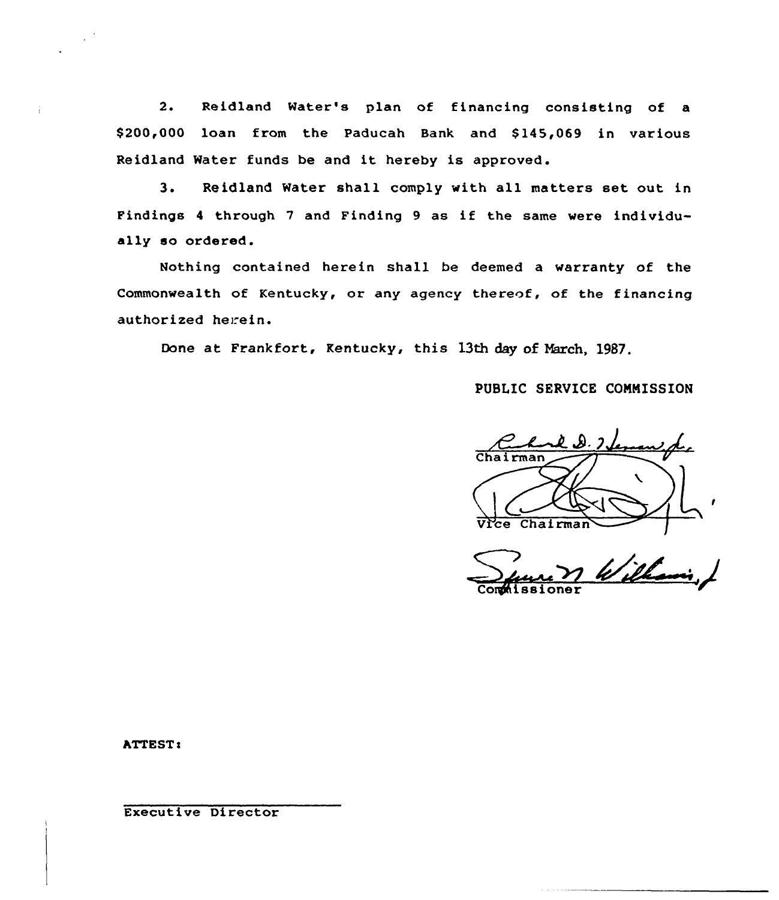2. Reidland Water's plan of financing consisting of a $200,000 loan from the Paducah Bank and $145,069 in various Reidland Water funds be and it hereby is approved.

3. Reidland Water shall comply with all matters set out in Findings 4 through 7 and Finding 9 as if the same were individually so ordered.

Nothing contained herein shall be deemed a warranty of the Commonwealth of Kentucky, or any agency thereof, of the financing authorized herein.

Done at Frankfort, Kentucky, this 13th day of March, 1987.

PUBLIC SERVICE COMMISSION

Chairman

Vice Chairman

Commissioner

ATTEST:

Executive Director